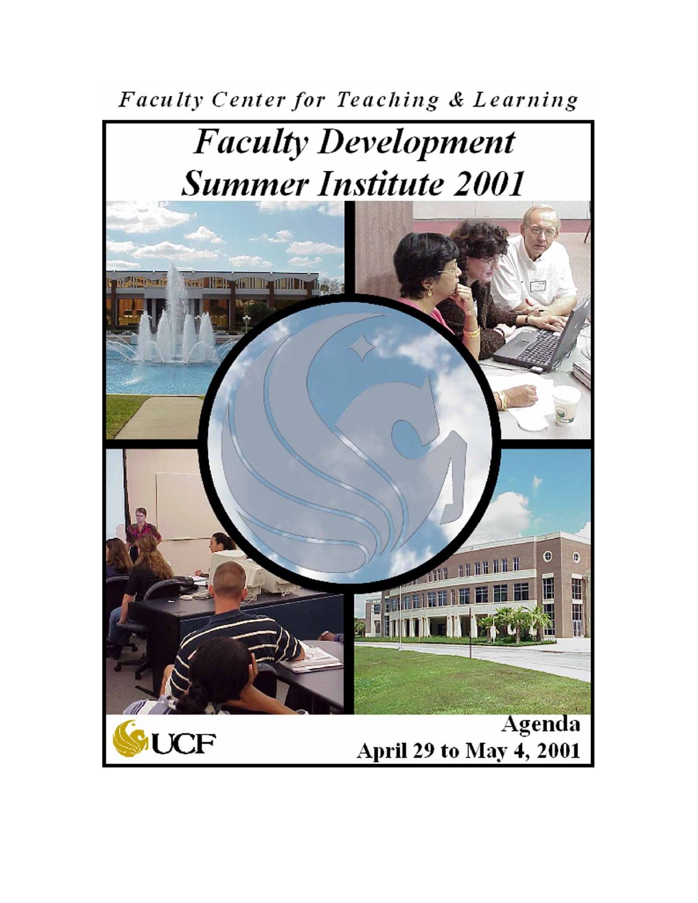*Faculty Center for Teaching & Learning*

# *Faculty Development Summer Institute 2001*

UCF

## Agenda
## April 29 to May 4, 2001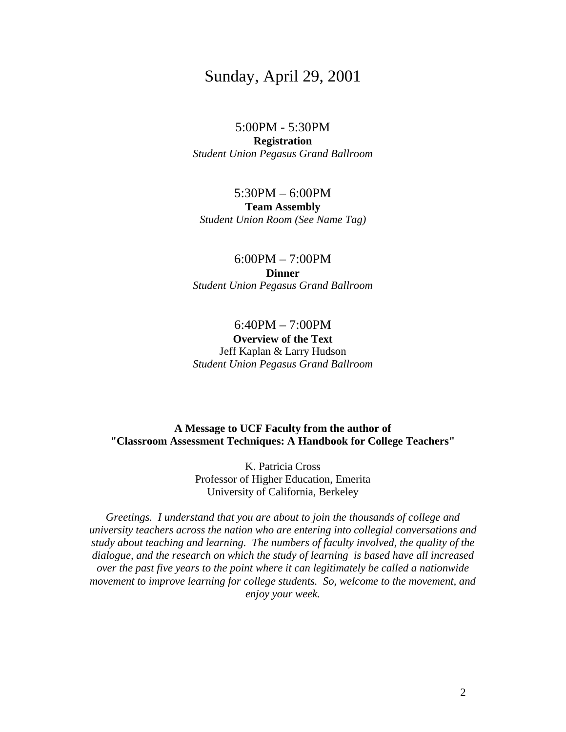# Sunday, April 29, 2001

5:00PM - 5:30PM
**Registration**
*Student Union Pegasus Grand Ballroom*

5:30PM – 6:00PM
**Team Assembly**
*Student Union Room (See Name Tag)*

6:00PM – 7:00PM
**Dinner**
*Student Union Pegasus Grand Ballroom*

6:40PM – 7:00PM
**Overview of the Text**
Jeff Kaplan & Larry Hudson
*Student Union Pegasus Grand Ballroom*

**A Message to UCF Faculty from the author of "Classroom Assessment Techniques: A Handbook for College Teachers"**

K. Patricia Cross
Professor of Higher Education, Emerita
University of California, Berkeley

*Greetings. I understand that you are about to join the thousands of college and university teachers across the nation who are entering into collegial conversations and study about teaching and learning. The numbers of faculty involved, the quality of the dialogue, and the research on which the study of learning is based have all increased over the past five years to the point where it can legitimately be called a nationwide movement to improve learning for college students. So, welcome to the movement, and enjoy your week.*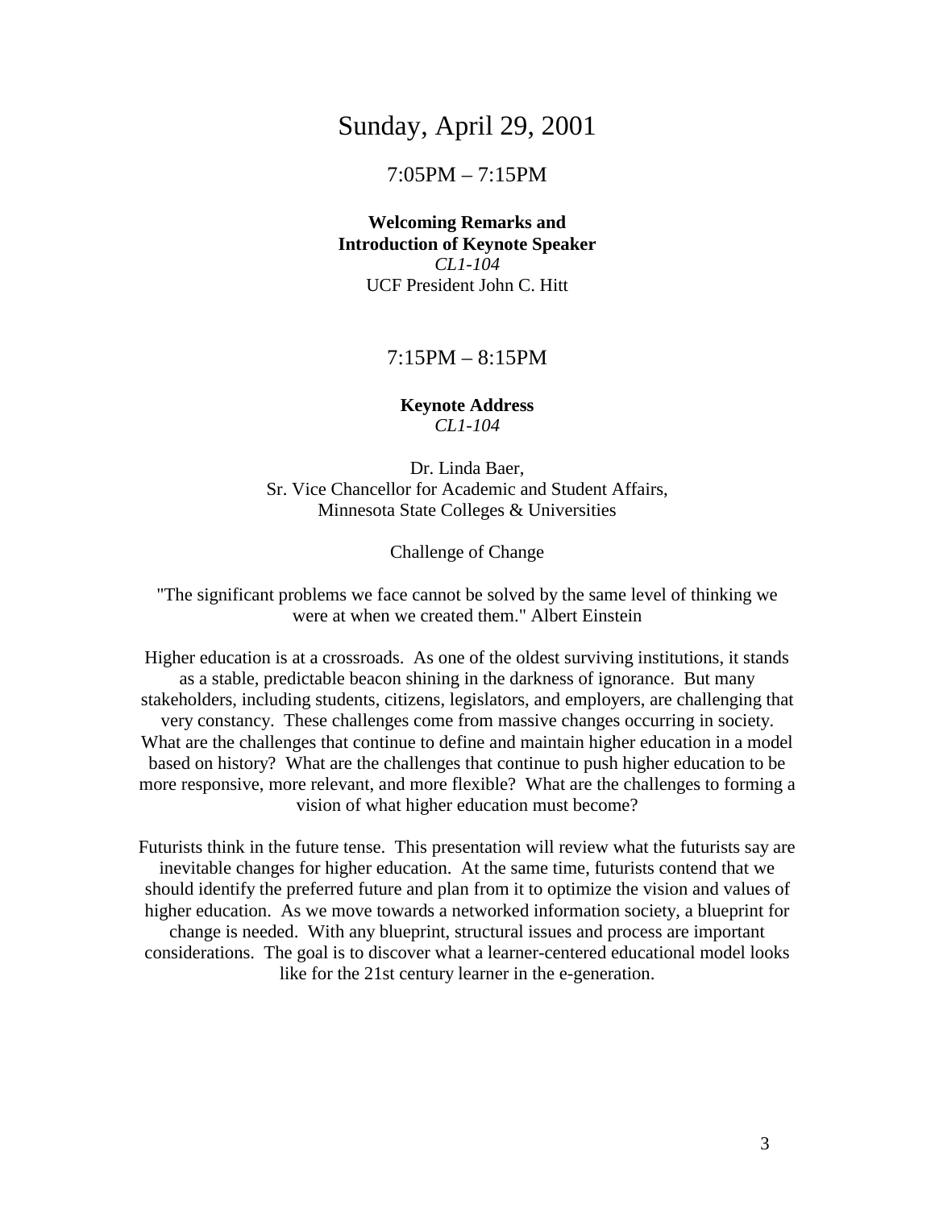# Sunday, April 29, 2001

## 7:05PM – 7:15PM

**Welcoming Remarks and**
**Introduction of Keynote Speaker**
*CL1-104*
UCF President John C. Hitt

## 7:15PM – 8:15PM

**Keynote Address**
*CL1-104*

Dr. Linda Baer,
Sr. Vice Chancellor for Academic and Student Affairs,
Minnesota State Colleges & Universities

Challenge of Change

"The significant problems we face cannot be solved by the same level of thinking we were at when we created them." Albert Einstein

Higher education is at a crossroads. As one of the oldest surviving institutions, it stands as a stable, predictable beacon shining in the darkness of ignorance. But many stakeholders, including students, citizens, legislators, and employers, are challenging that very constancy. These challenges come from massive changes occurring in society. What are the challenges that continue to define and maintain higher education in a model based on history? What are the challenges that continue to push higher education to be more responsive, more relevant, and more flexible? What are the challenges to forming a vision of what higher education must become?

Futurists think in the future tense. This presentation will review what the futurists say are inevitable changes for higher education. At the same time, futurists contend that we should identify the preferred future and plan from it to optimize the vision and values of higher education. As we move towards a networked information society, a blueprint for change is needed. With any blueprint, structural issues and process are important considerations. The goal is to discover what a learner-centered educational model looks like for the 21st century learner in the e-generation.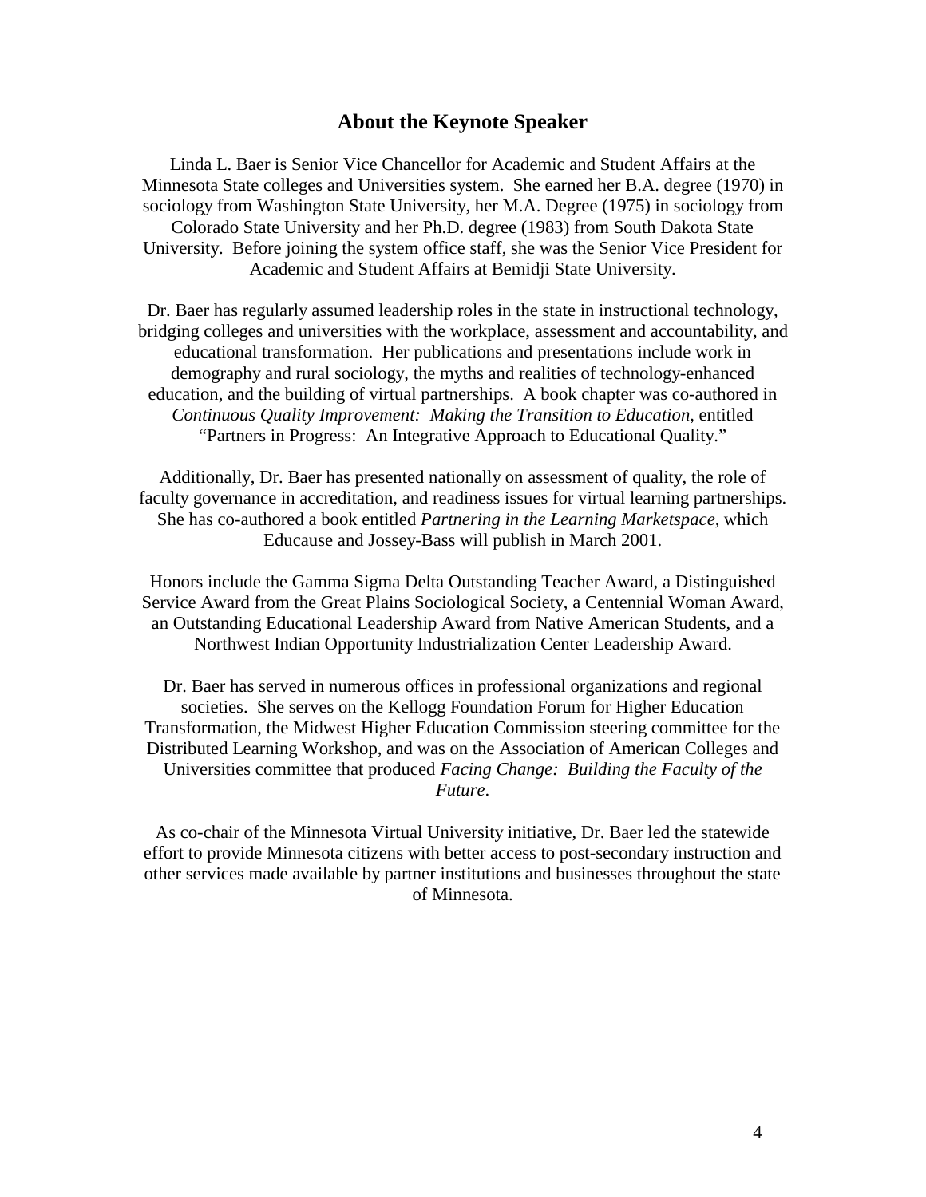## About the Keynote Speaker

Linda L. Baer is Senior Vice Chancellor for Academic and Student Affairs at the Minnesota State colleges and Universities system. She earned her B.A. degree (1970) in sociology from Washington State University, her M.A. Degree (1975) in sociology from Colorado State University and her Ph.D. degree (1983) from South Dakota State University. Before joining the system office staff, she was the Senior Vice President for Academic and Student Affairs at Bemidji State University.

Dr. Baer has regularly assumed leadership roles in the state in instructional technology, bridging colleges and universities with the workplace, assessment and accountability, and educational transformation. Her publications and presentations include work in demography and rural sociology, the myths and realities of technology-enhanced education, and the building of virtual partnerships. A book chapter was co-authored in *Continuous Quality Improvement: Making the Transition to Education*, entitled "Partners in Progress: An Integrative Approach to Educational Quality."

Additionally, Dr. Baer has presented nationally on assessment of quality, the role of faculty governance in accreditation, and readiness issues for virtual learning partnerships. She has co-authored a book entitled *Partnering in the Learning Marketspace*, which Educause and Jossey-Bass will publish in March 2001.

Honors include the Gamma Sigma Delta Outstanding Teacher Award, a Distinguished Service Award from the Great Plains Sociological Society, a Centennial Woman Award, an Outstanding Educational Leadership Award from Native American Students, and a Northwest Indian Opportunity Industrialization Center Leadership Award.

Dr. Baer has served in numerous offices in professional organizations and regional societies. She serves on the Kellogg Foundation Forum for Higher Education Transformation, the Midwest Higher Education Commission steering committee for the Distributed Learning Workshop, and was on the Association of American Colleges and Universities committee that produced *Facing Change: Building the Faculty of the Future*.

As co-chair of the Minnesota Virtual University initiative, Dr. Baer led the statewide effort to provide Minnesota citizens with better access to post-secondary instruction and other services made available by partner institutions and businesses throughout the state of Minnesota.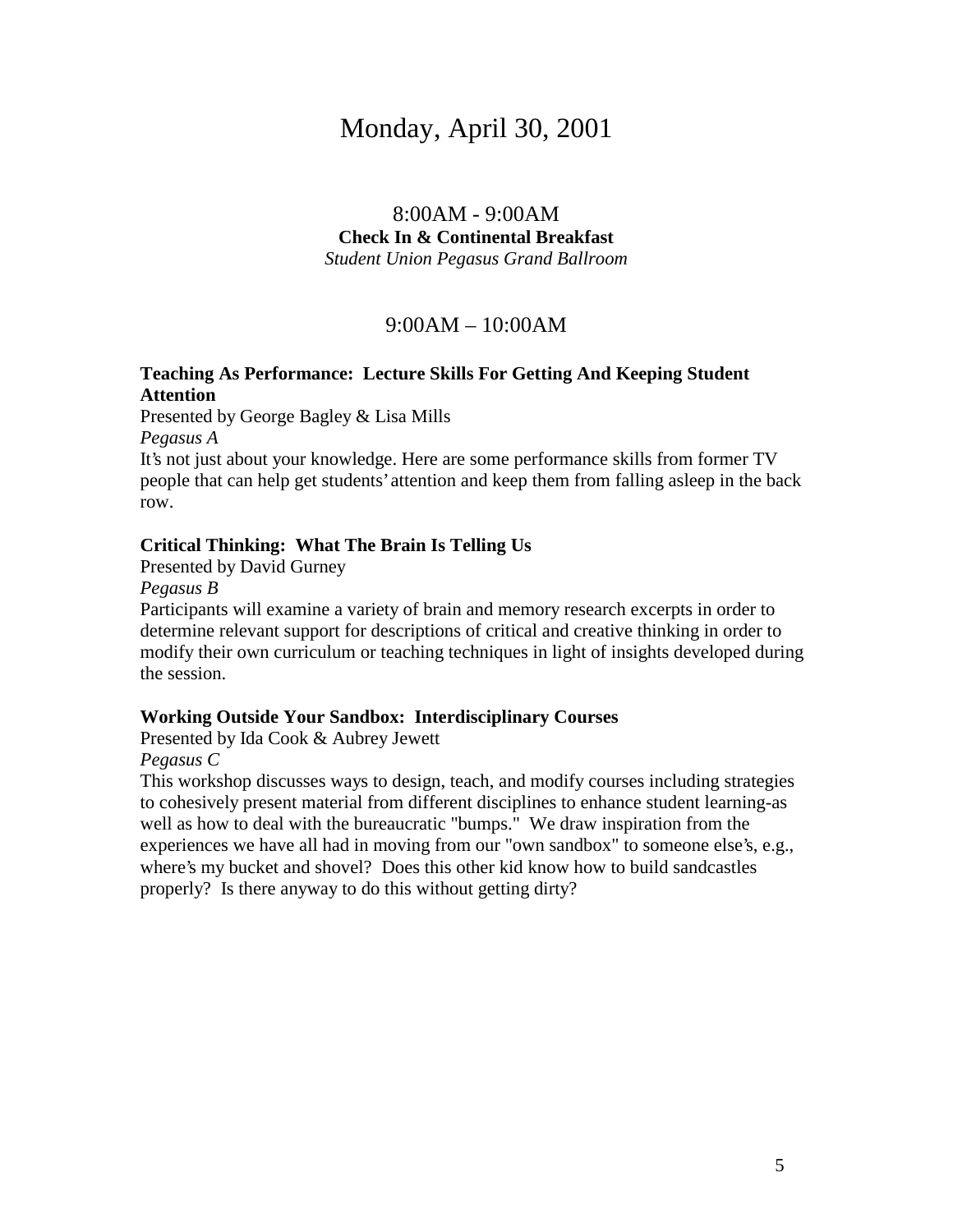# Monday, April 30, 2001

## 8:00AM - 9:00AM

**Check In & Continental Breakfast**

*Student Union Pegasus Grand Ballroom*

## 9:00AM – 10:00AM

**Teaching As Performance: Lecture Skills For Getting And Keeping Student Attention**

Presented by George Bagley & Lisa Mills

*Pegasus A*

It's not just about your knowledge. Here are some performance skills from former TV people that can help get students' attention and keep them from falling asleep in the back row.

**Critical Thinking: What The Brain Is Telling Us**

Presented by David Gurney

*Pegasus B*

Participants will examine a variety of brain and memory research excerpts in order to determine relevant support for descriptions of critical and creative thinking in order to modify their own curriculum or teaching techniques in light of insights developed during the session.

**Working Outside Your Sandbox: Interdisciplinary Courses**

Presented by Ida Cook & Aubrey Jewett

*Pegasus C*

This workshop discusses ways to design, teach, and modify courses including strategies to cohesively present material from different disciplines to enhance student learning-as well as how to deal with the bureaucratic "bumps." We draw inspiration from the experiences we have all had in moving from our "own sandbox" to someone else's, e.g., where's my bucket and shovel? Does this other kid know how to build sandcastles properly? Is there anyway to do this without getting dirty?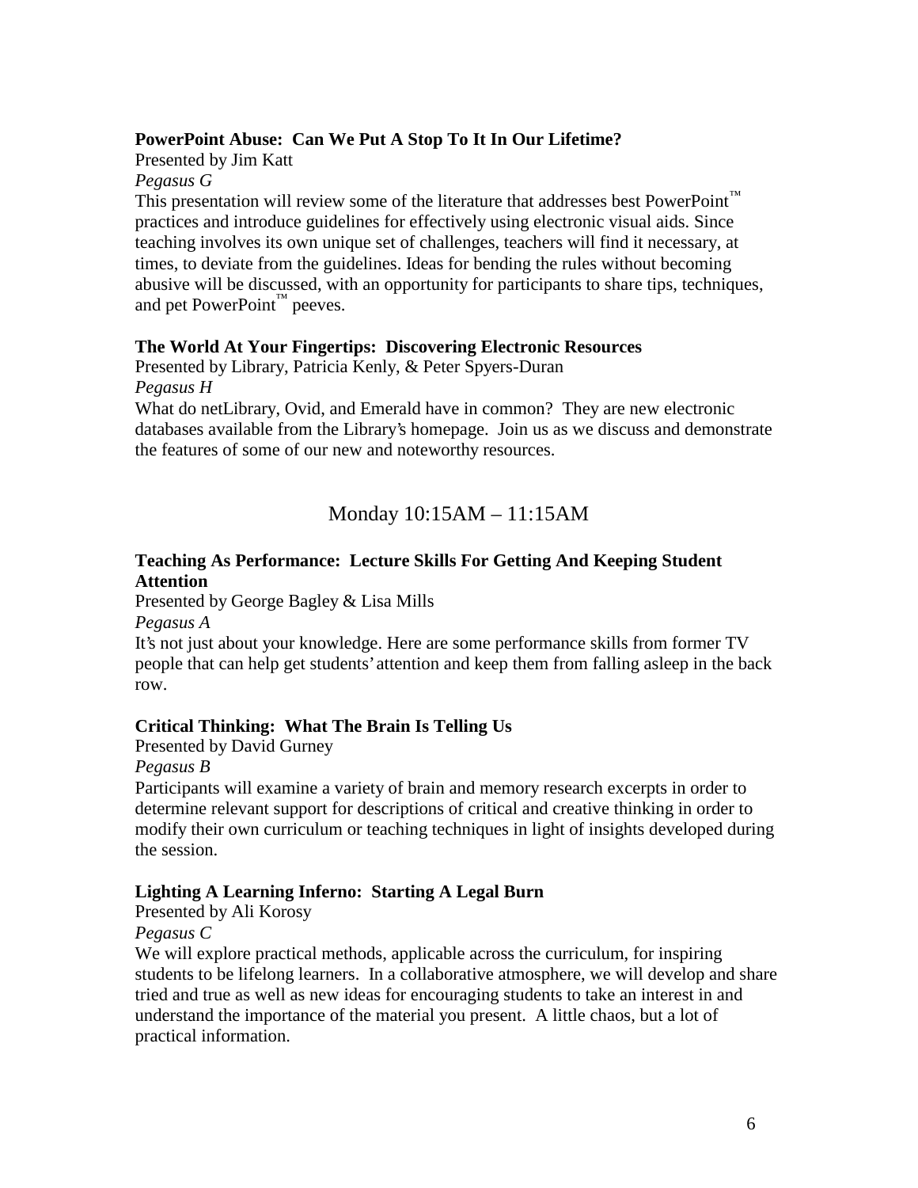**PowerPoint Abuse: Can We Put A Stop To It In Our Lifetime?**
Presented by Jim Katt
*Pegasus G*
This presentation will review some of the literature that addresses best PowerPoint™ practices and introduce guidelines for effectively using electronic visual aids. Since teaching involves its own unique set of challenges, teachers will find it necessary, at times, to deviate from the guidelines. Ideas for bending the rules without becoming abusive will be discussed, with an opportunity for participants to share tips, techniques, and pet PowerPoint™ peeves.

**The World At Your Fingertips: Discovering Electronic Resources**
Presented by Library, Patricia Kenly, & Peter Spyers-Duran
*Pegasus H*
What do netLibrary, Ovid, and Emerald have in common? They are new electronic databases available from the Library's homepage. Join us as we discuss and demonstrate the features of some of our new and noteworthy resources.

## Monday 10:15AM – 11:15AM

**Teaching As Performance: Lecture Skills For Getting And Keeping Student Attention**
Presented by George Bagley & Lisa Mills
*Pegasus A*
It's not just about your knowledge. Here are some performance skills from former TV people that can help get students' attention and keep them from falling asleep in the back row.

**Critical Thinking: What The Brain Is Telling Us**
Presented by David Gurney
*Pegasus B*
Participants will examine a variety of brain and memory research excerpts in order to determine relevant support for descriptions of critical and creative thinking in order to modify their own curriculum or teaching techniques in light of insights developed during the session.

**Lighting A Learning Inferno: Starting A Legal Burn**
Presented by Ali Korosy
*Pegasus C*
We will explore practical methods, applicable across the curriculum, for inspiring students to be lifelong learners. In a collaborative atmosphere, we will develop and share tried and true as well as new ideas for encouraging students to take an interest in and understand the importance of the material you present. A little chaos, but a lot of practical information.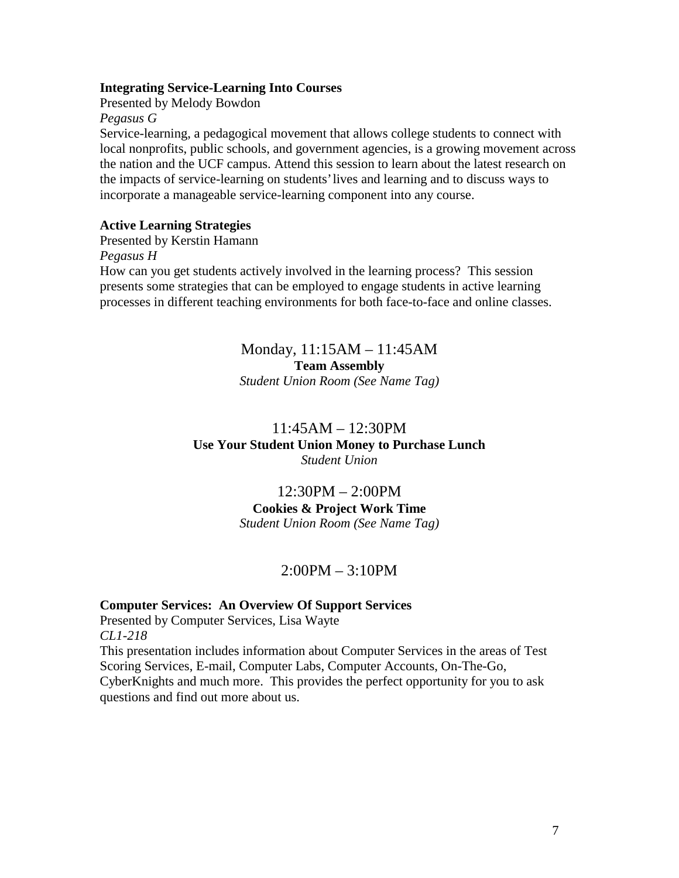**Integrating Service-Learning Into Courses**

Presented by Melody Bowdon

*Pegasus G*

Service-learning, a pedagogical movement that allows college students to connect with local nonprofits, public schools, and government agencies, is a growing movement across the nation and the UCF campus. Attend this session to learn about the latest research on the impacts of service-learning on students' lives and learning and to discuss ways to incorporate a manageable service-learning component into any course.

**Active Learning Strategies**

Presented by Kerstin Hamann

*Pegasus H*

How can you get students actively involved in the learning process? This session presents some strategies that can be employed to engage students in active learning processes in different teaching environments for both face-to-face and online classes.

## Monday, 11:15AM – 11:45AM

**Team Assembly**

*Student Union Room (See Name Tag)*

## 11:45AM – 12:30PM

**Use Your Student Union Money to Purchase Lunch**

*Student Union*

## 12:30PM – 2:00PM

**Cookies & Project Work Time**

*Student Union Room (See Name Tag)*

## 2:00PM – 3:10PM

**Computer Services: An Overview Of Support Services**

Presented by Computer Services, Lisa Wayte

*CL1-218*

This presentation includes information about Computer Services in the areas of Test Scoring Services, E-mail, Computer Labs, Computer Accounts, On-The-Go, CyberKnights and much more. This provides the perfect opportunity for you to ask questions and find out more about us.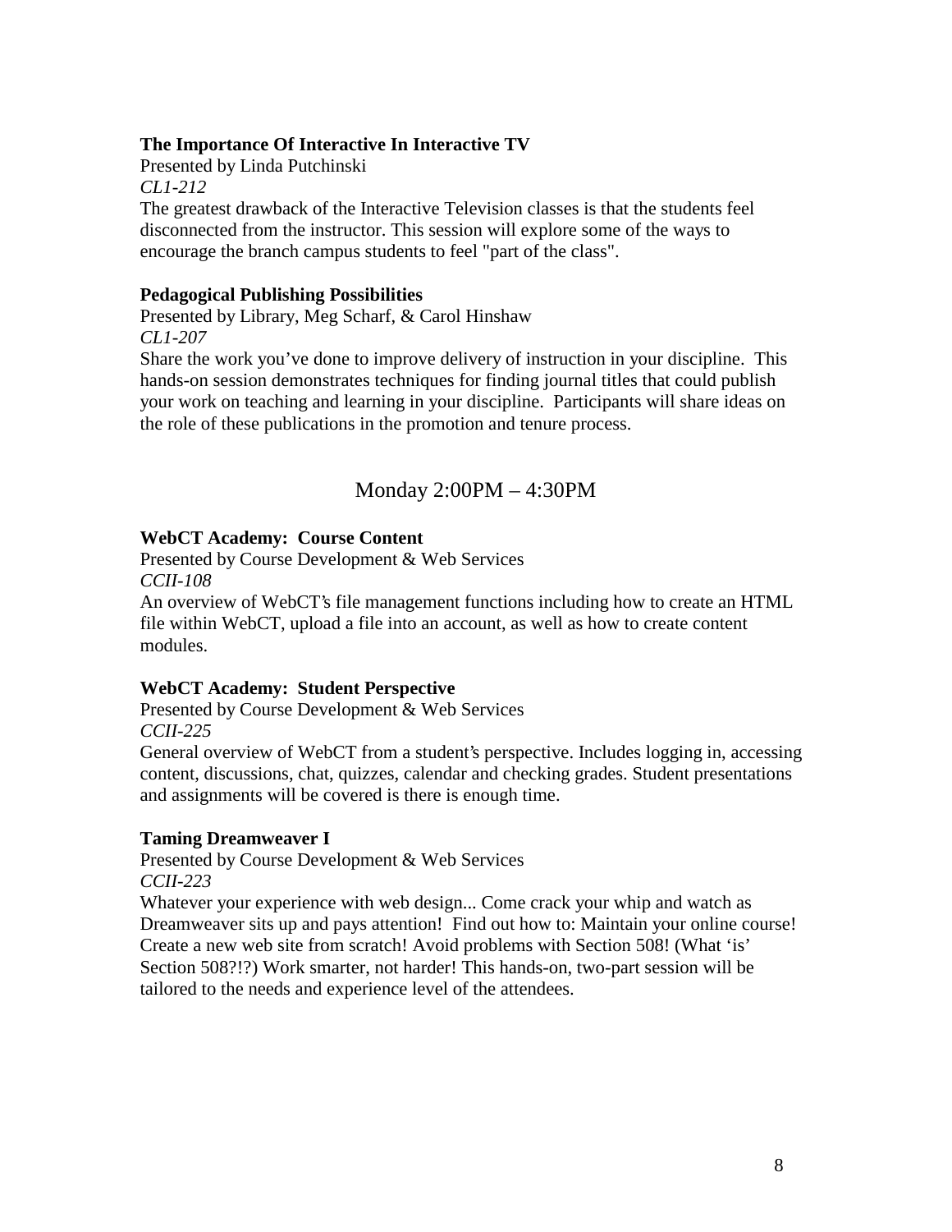**The Importance Of Interactive In Interactive TV**
Presented by Linda Putchinski
*CL1-212*
The greatest drawback of the Interactive Television classes is that the students feel disconnected from the instructor. This session will explore some of the ways to encourage the branch campus students to feel "part of the class".

**Pedagogical Publishing Possibilities**
Presented by Library, Meg Scharf, & Carol Hinshaw
*CL1-207*
Share the work you've done to improve delivery of instruction in your discipline. This hands-on session demonstrates techniques for finding journal titles that could publish your work on teaching and learning in your discipline. Participants will share ideas on the role of these publications in the promotion and tenure process.

## Monday 2:00PM – 4:30PM

**WebCT Academy: Course Content**
Presented by Course Development & Web Services
*CCII-108*
An overview of WebCT's file management functions including how to create an HTML file within WebCT, upload a file into an account, as well as how to create content modules.

**WebCT Academy: Student Perspective**
Presented by Course Development & Web Services
*CCII-225*
General overview of WebCT from a student's perspective. Includes logging in, accessing content, discussions, chat, quizzes, calendar and checking grades. Student presentations and assignments will be covered is there is enough time.

**Taming Dreamweaver I**
Presented by Course Development & Web Services
*CCII-223*
Whatever your experience with web design... Come crack your whip and watch as Dreamweaver sits up and pays attention! Find out how to: Maintain your online course! Create a new web site from scratch! Avoid problems with Section 508! (What 'is' Section 508?!?) Work smarter, not harder! This hands-on, two-part session will be tailored to the needs and experience level of the attendees.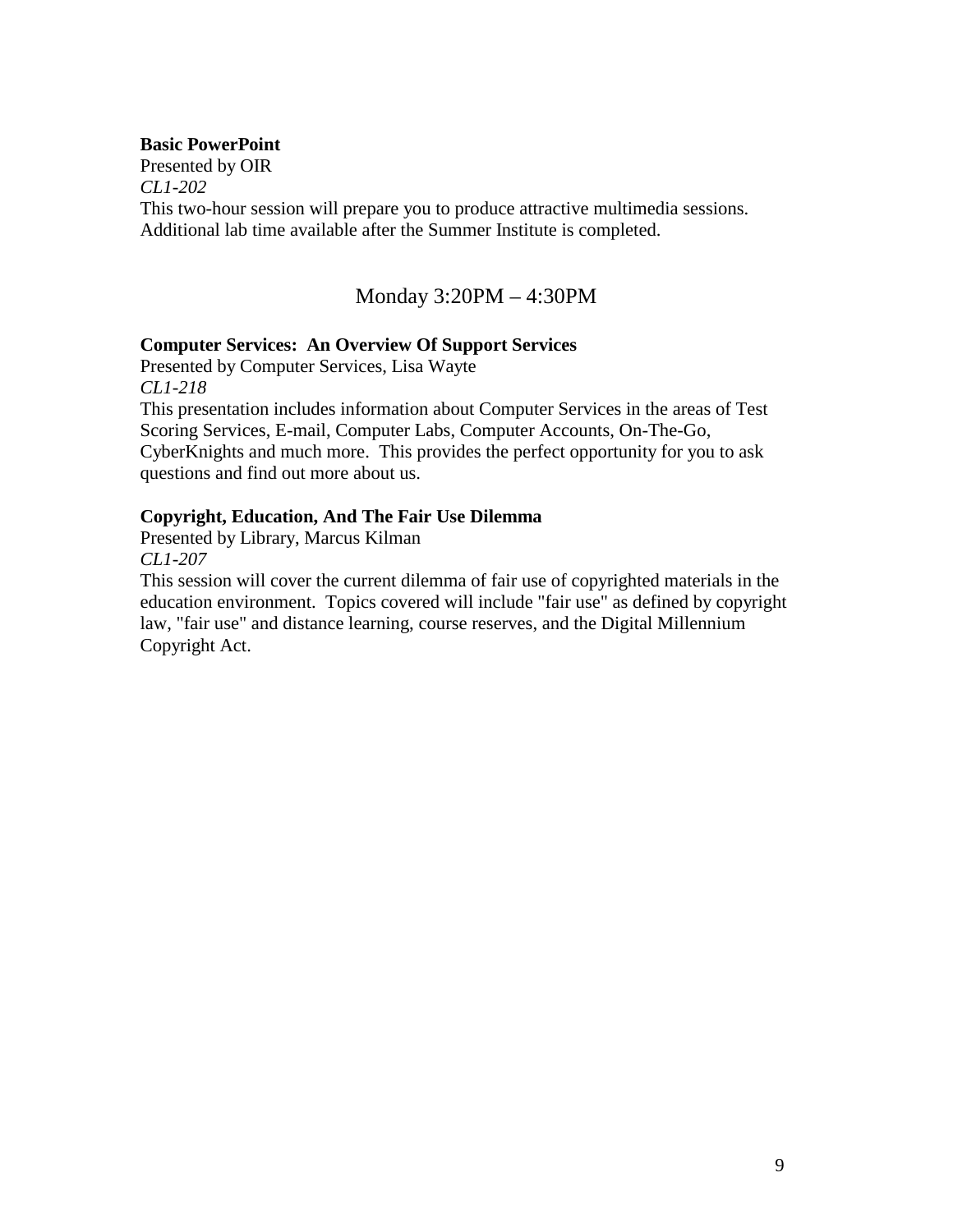**Basic PowerPoint**
Presented by OIR
*CL1-202*
This two-hour session will prepare you to produce attractive multimedia sessions. Additional lab time available after the Summer Institute is completed.

## Monday 3:20PM – 4:30PM

**Computer Services: An Overview Of Support Services**
Presented by Computer Services, Lisa Wayte
*CL1-218*
This presentation includes information about Computer Services in the areas of Test Scoring Services, E-mail, Computer Labs, Computer Accounts, On-The-Go, CyberKnights and much more. This provides the perfect opportunity for you to ask questions and find out more about us.

**Copyright, Education, And The Fair Use Dilemma**
Presented by Library, Marcus Kilman
*CL1-207*
This session will cover the current dilemma of fair use of copyrighted materials in the education environment. Topics covered will include "fair use" as defined by copyright law, "fair use" and distance learning, course reserves, and the Digital Millennium Copyright Act.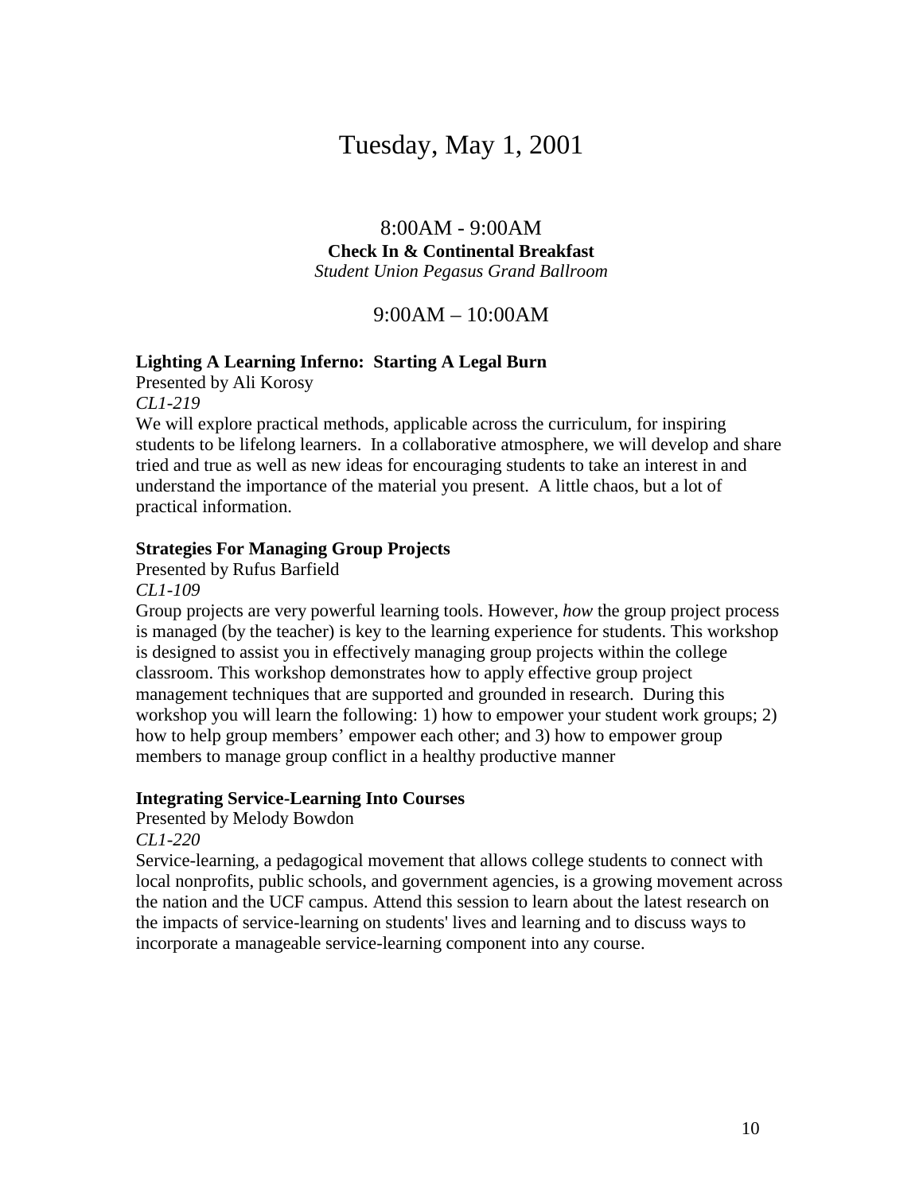# Tuesday, May 1, 2001

## 8:00AM - 9:00AM

**Check In & Continental Breakfast**

*Student Union Pegasus Grand Ballroom*

## 9:00AM – 10:00AM

**Lighting A Learning Inferno: Starting A Legal Burn**

Presented by Ali Korosy

*CL1-219*

We will explore practical methods, applicable across the curriculum, for inspiring students to be lifelong learners. In a collaborative atmosphere, we will develop and share tried and true as well as new ideas for encouraging students to take an interest in and understand the importance of the material you present. A little chaos, but a lot of practical information.

**Strategies For Managing Group Projects**

Presented by Rufus Barfield

*CL1-109*

Group projects are very powerful learning tools. However, *how* the group project process is managed (by the teacher) is key to the learning experience for students. This workshop is designed to assist you in effectively managing group projects within the college classroom. This workshop demonstrates how to apply effective group project management techniques that are supported and grounded in research. During this workshop you will learn the following: 1) how to empower your student work groups; 2) how to help group members' empower each other; and 3) how to empower group members to manage group conflict in a healthy productive manner

**Integrating Service-Learning Into Courses**

Presented by Melody Bowdon

*CL1-220*

Service-learning, a pedagogical movement that allows college students to connect with local nonprofits, public schools, and government agencies, is a growing movement across the nation and the UCF campus. Attend this session to learn about the latest research on the impacts of service-learning on students' lives and learning and to discuss ways to incorporate a manageable service-learning component into any course.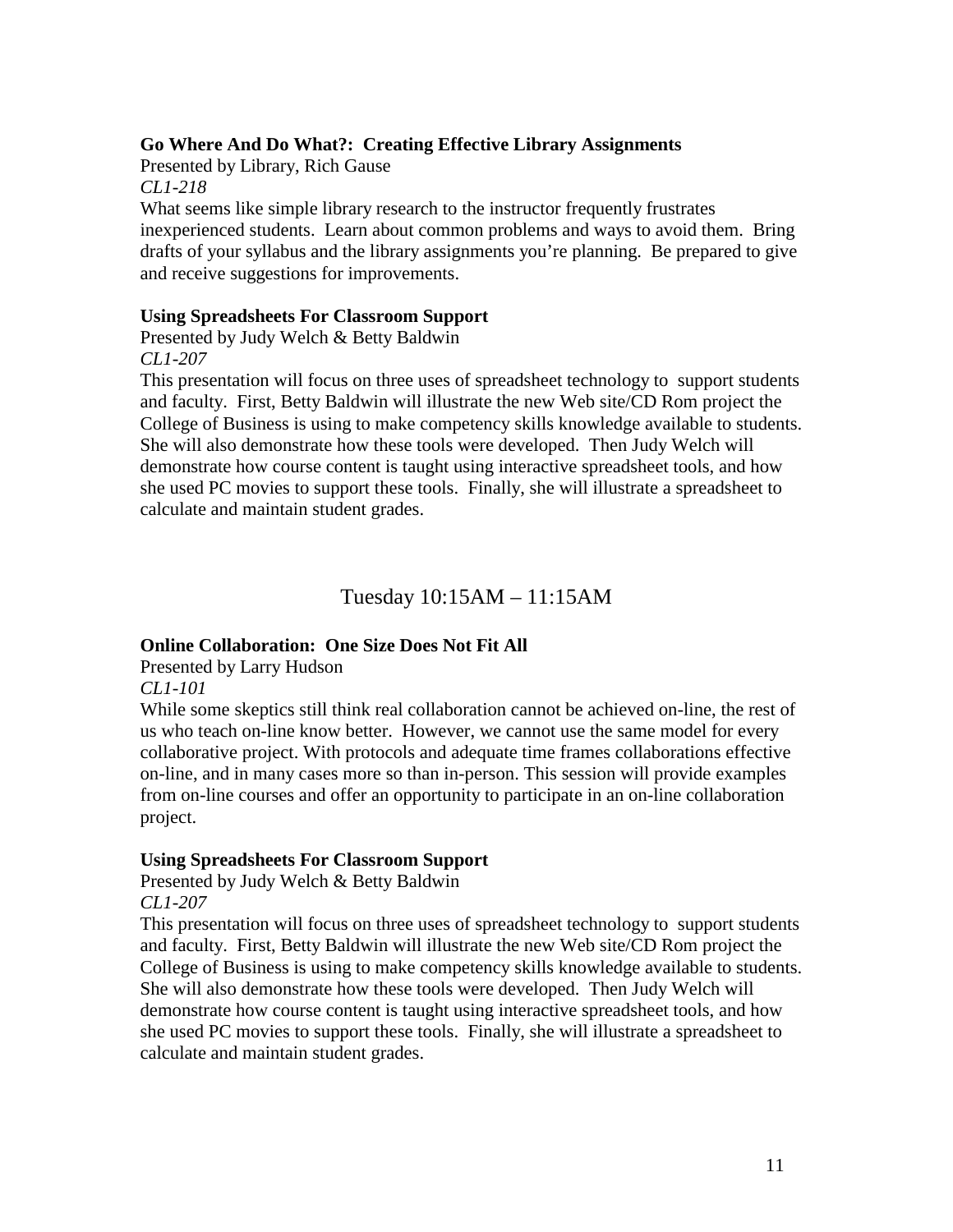**Go Where And Do What?: Creating Effective Library Assignments**

Presented by Library, Rich Gause

*CL1-218*

What seems like simple library research to the instructor frequently frustrates inexperienced students. Learn about common problems and ways to avoid them. Bring drafts of your syllabus and the library assignments you're planning. Be prepared to give and receive suggestions for improvements.

**Using Spreadsheets For Classroom Support**

Presented by Judy Welch & Betty Baldwin

*CL1-207*

This presentation will focus on three uses of spreadsheet technology to support students and faculty. First, Betty Baldwin will illustrate the new Web site/CD Rom project the College of Business is using to make competency skills knowledge available to students. She will also demonstrate how these tools were developed. Then Judy Welch will demonstrate how course content is taught using interactive spreadsheet tools, and how she used PC movies to support these tools. Finally, she will illustrate a spreadsheet to calculate and maintain student grades.

## Tuesday 10:15AM – 11:15AM

**Online Collaboration: One Size Does Not Fit All**

Presented by Larry Hudson

*CL1-101*

While some skeptics still think real collaboration cannot be achieved on-line, the rest of us who teach on-line know better. However, we cannot use the same model for every collaborative project. With protocols and adequate time frames collaborations effective on-line, and in many cases more so than in-person. This session will provide examples from on-line courses and offer an opportunity to participate in an on-line collaboration project.

**Using Spreadsheets For Classroom Support**

Presented by Judy Welch & Betty Baldwin

*CL1-207*

This presentation will focus on three uses of spreadsheet technology to support students and faculty. First, Betty Baldwin will illustrate the new Web site/CD Rom project the College of Business is using to make competency skills knowledge available to students. She will also demonstrate how these tools were developed. Then Judy Welch will demonstrate how course content is taught using interactive spreadsheet tools, and how she used PC movies to support these tools. Finally, she will illustrate a spreadsheet to calculate and maintain student grades.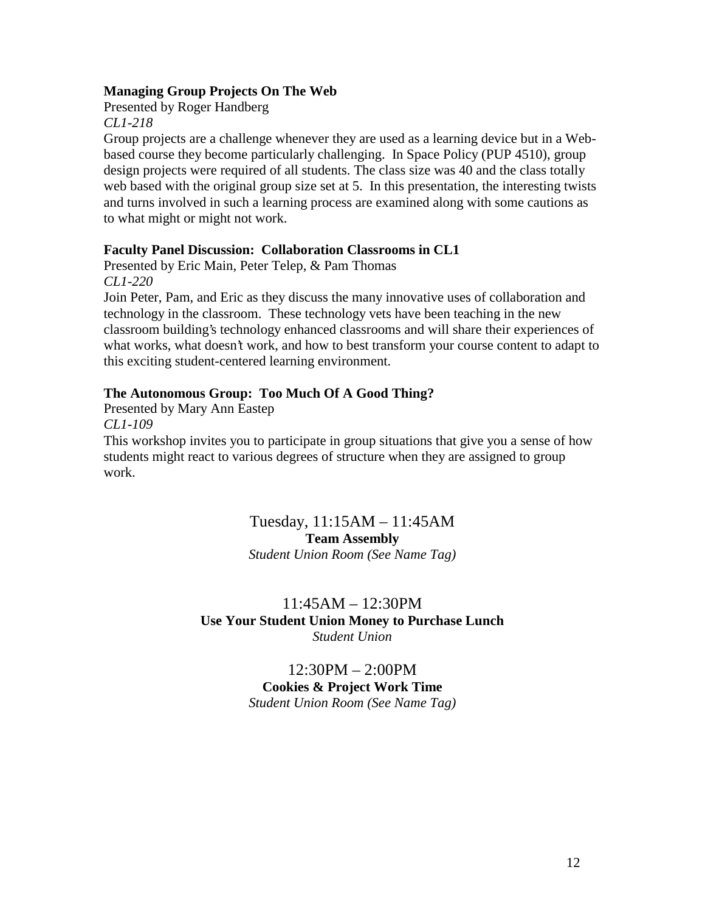**Managing Group Projects On The Web**
Presented by Roger Handberg
*CL1-218*
Group projects are a challenge whenever they are used as a learning device but in a Web-based course they become particularly challenging. In Space Policy (PUP 4510), group design projects were required of all students. The class size was 40 and the class totally web based with the original group size set at 5. In this presentation, the interesting twists and turns involved in such a learning process are examined along with some cautions as to what might or might not work.

**Faculty Panel Discussion: Collaboration Classrooms in CL1**
Presented by Eric Main, Peter Telep, & Pam Thomas
*CL1-220*
Join Peter, Pam, and Eric as they discuss the many innovative uses of collaboration and technology in the classroom. These technology vets have been teaching in the new classroom building's technology enhanced classrooms and will share their experiences of what works, what doesn't work, and how to best transform your course content to adapt to this exciting student-centered learning environment.

**The Autonomous Group: Too Much Of A Good Thing?**
Presented by Mary Ann Eastep
*CL1-109*
This workshop invites you to participate in group situations that give you a sense of how students might react to various degrees of structure when they are assigned to group work.

Tuesday, 11:15AM – 11:45AM
**Team Assembly**
*Student Union Room (See Name Tag)*

11:45AM – 12:30PM
**Use Your Student Union Money to Purchase Lunch**
*Student Union*

12:30PM – 2:00PM
**Cookies & Project Work Time**
*Student Union Room (See Name Tag)*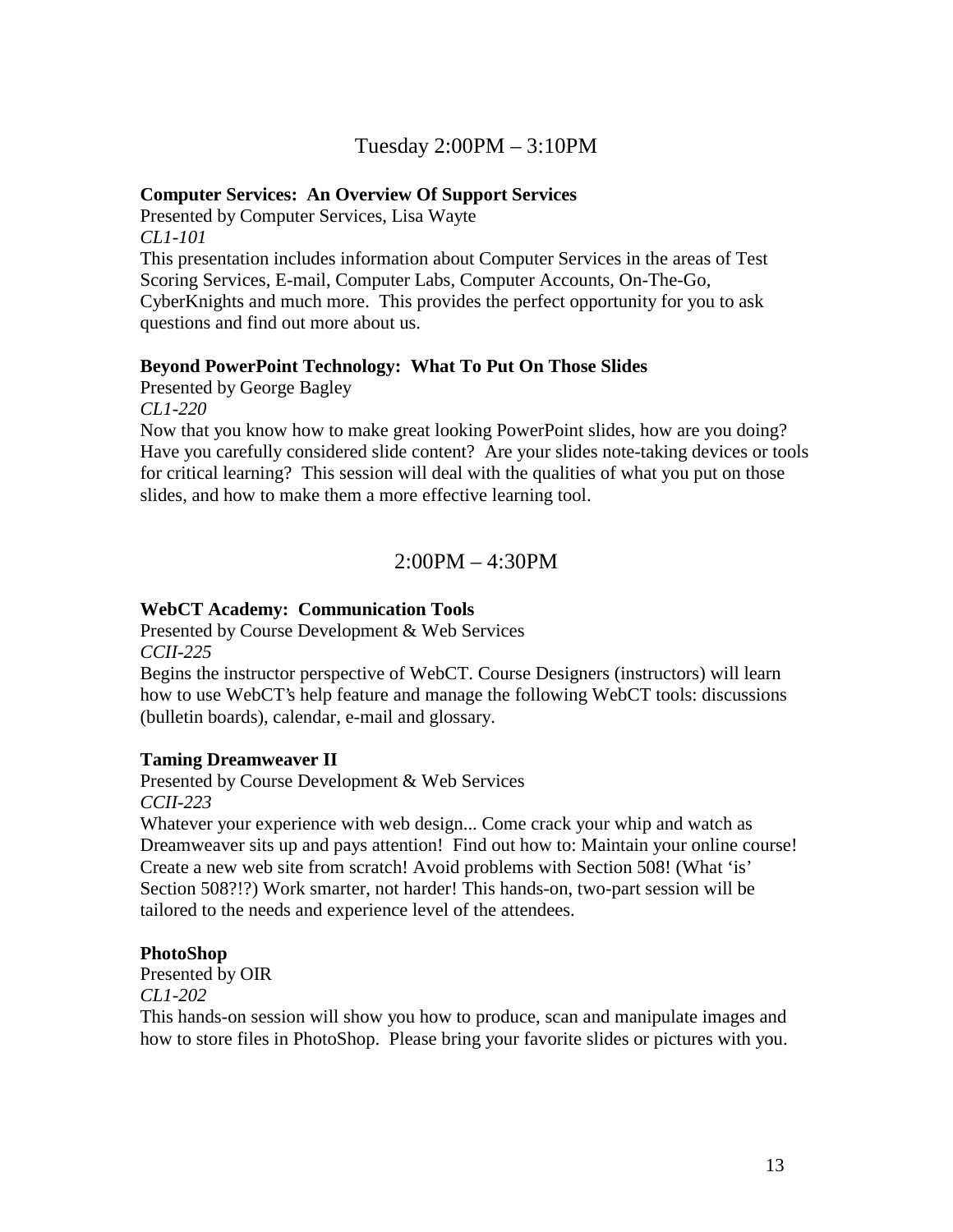## Tuesday 2:00PM – 3:10PM

**Computer Services:  An Overview Of Support Services**
Presented by Computer Services, Lisa Wayte
*CL1-101*
This presentation includes information about Computer Services in the areas of Test Scoring Services, E-mail, Computer Labs, Computer Accounts, On-The-Go, CyberKnights and much more.  This provides the perfect opportunity for you to ask questions and find out more about us.

**Beyond PowerPoint Technology:  What To Put On Those Slides**
Presented by George Bagley
*CL1-220*
Now that you know how to make great looking PowerPoint slides, how are you doing? Have you carefully considered slide content?  Are your slides note-taking devices or tools for critical learning?  This session will deal with the qualities of what you put on those slides, and how to make them a more effective learning tool.

## 2:00PM – 4:30PM

**WebCT Academy:  Communication Tools**
Presented by Course Development & Web Services
*CCII-225*
Begins the instructor perspective of WebCT. Course Designers (instructors) will learn how to use WebCT's help feature and manage the following WebCT tools: discussions (bulletin boards), calendar, e-mail and glossary.

**Taming Dreamweaver II**
Presented by Course Development & Web Services
*CCII-223*
Whatever your experience with web design... Come crack your whip and watch as Dreamweaver sits up and pays attention!  Find out how to: Maintain your online course! Create a new web site from scratch! Avoid problems with Section 508! (What 'is' Section 508?!?) Work smarter, not harder! This hands-on, two-part session will be tailored to the needs and experience level of the attendees.

**PhotoShop**
Presented by OIR
*CL1-202*
This hands-on session will show you how to produce, scan and manipulate images and how to store files in PhotoShop.  Please bring your favorite slides or pictures with you.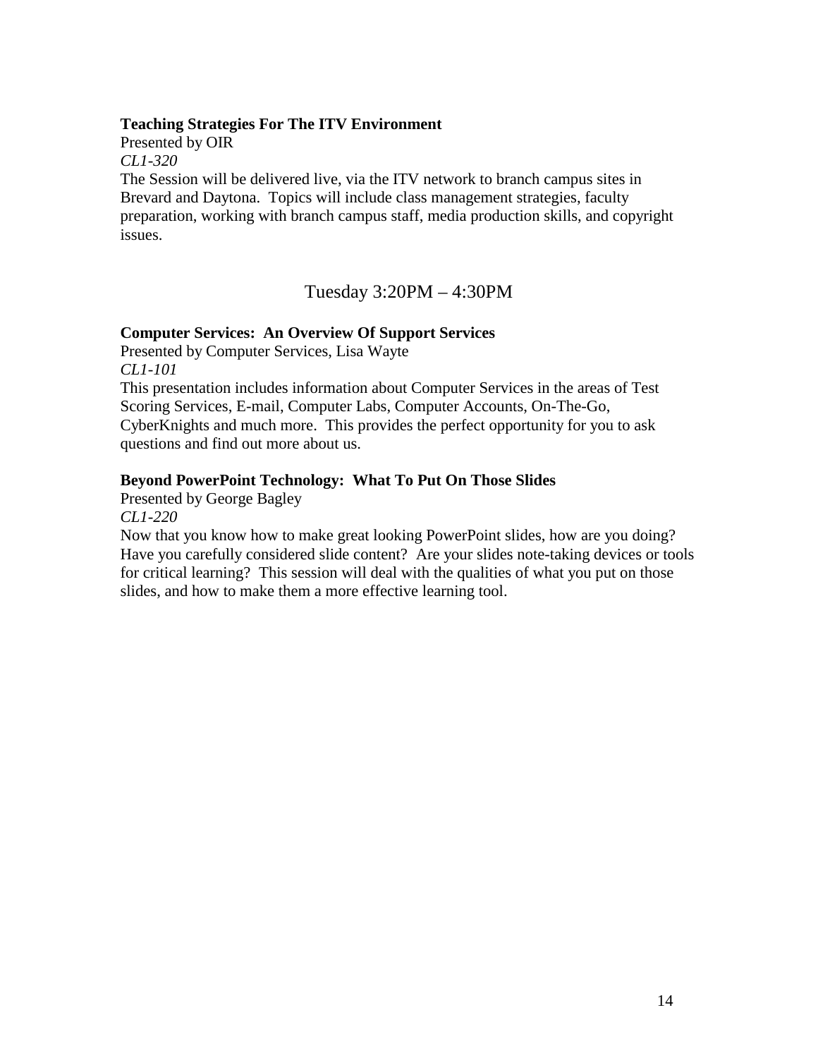**Teaching Strategies For The ITV Environment**
Presented by OIR
*CL1-320*
The Session will be delivered live, via the ITV network to branch campus sites in Brevard and Daytona. Topics will include class management strategies, faculty preparation, working with branch campus staff, media production skills, and copyright issues.

## Tuesday 3:20PM – 4:30PM

**Computer Services: An Overview Of Support Services**
Presented by Computer Services, Lisa Wayte
*CL1-101*
This presentation includes information about Computer Services in the areas of Test Scoring Services, E-mail, Computer Labs, Computer Accounts, On-The-Go, CyberKnights and much more. This provides the perfect opportunity for you to ask questions and find out more about us.

**Beyond PowerPoint Technology: What To Put On Those Slides**
Presented by George Bagley
*CL1-220*
Now that you know how to make great looking PowerPoint slides, how are you doing? Have you carefully considered slide content? Are your slides note-taking devices or tools for critical learning? This session will deal with the qualities of what you put on those slides, and how to make them a more effective learning tool.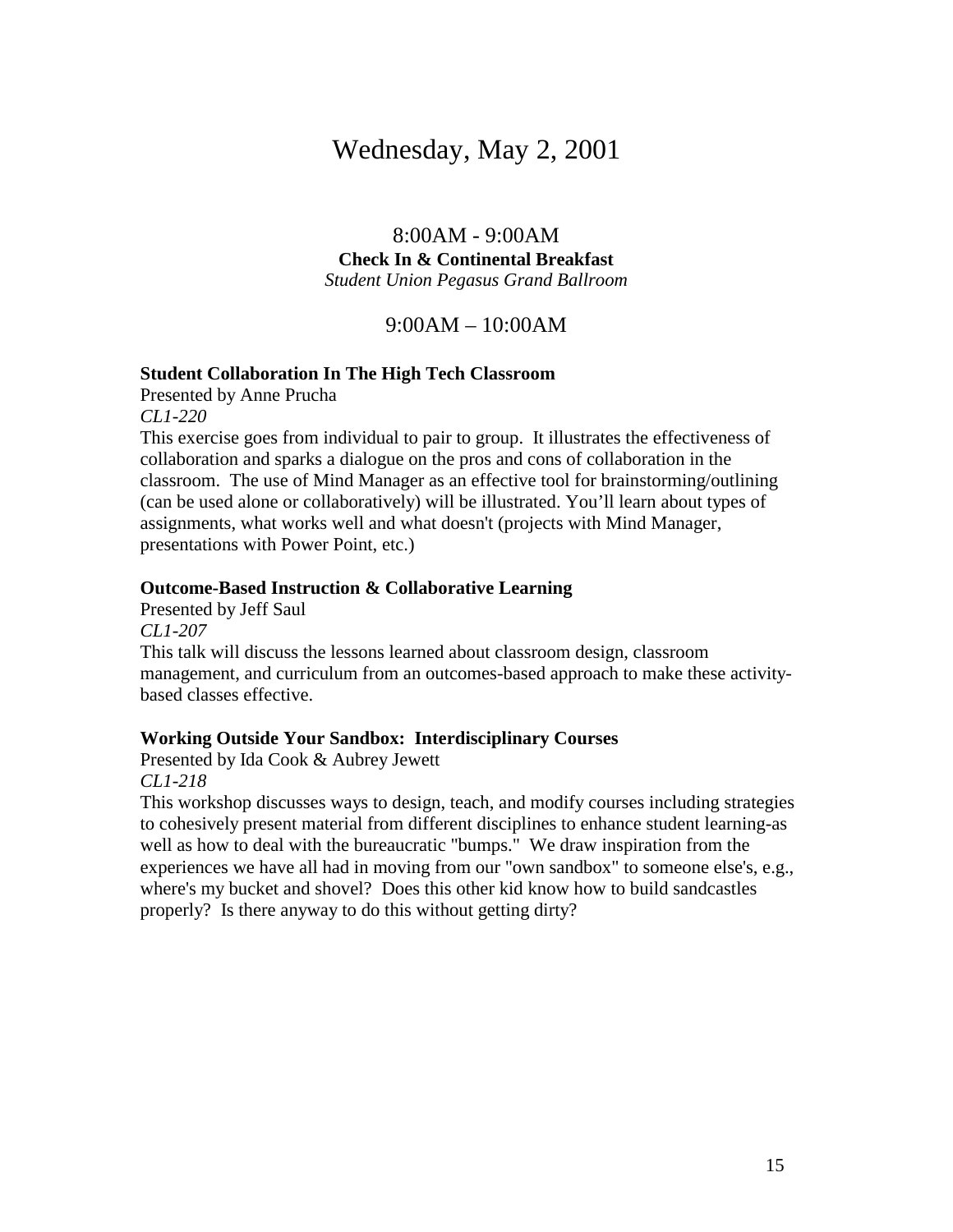# Wednesday, May 2, 2001

## 8:00AM - 9:00AM

**Check In & Continental Breakfast**
*Student Union Pegasus Grand Ballroom*

## 9:00AM – 10:00AM

**Student Collaboration In The High Tech Classroom**
Presented by Anne Prucha
*CL1-220*
This exercise goes from individual to pair to group. It illustrates the effectiveness of collaboration and sparks a dialogue on the pros and cons of collaboration in the classroom. The use of Mind Manager as an effective tool for brainstorming/outlining (can be used alone or collaboratively) will be illustrated. You'll learn about types of assignments, what works well and what doesn't (projects with Mind Manager, presentations with Power Point, etc.)

**Outcome-Based Instruction & Collaborative Learning**
Presented by Jeff Saul
*CL1-207*
This talk will discuss the lessons learned about classroom design, classroom management, and curriculum from an outcomes-based approach to make these activity-based classes effective.

**Working Outside Your Sandbox: Interdisciplinary Courses**
Presented by Ida Cook & Aubrey Jewett
*CL1-218*
This workshop discusses ways to design, teach, and modify courses including strategies to cohesively present material from different disciplines to enhance student learning-as well as how to deal with the bureaucratic "bumps." We draw inspiration from the experiences we have all had in moving from our "own sandbox" to someone else's, e.g., where's my bucket and shovel? Does this other kid know how to build sandcastles properly? Is there anyway to do this without getting dirty?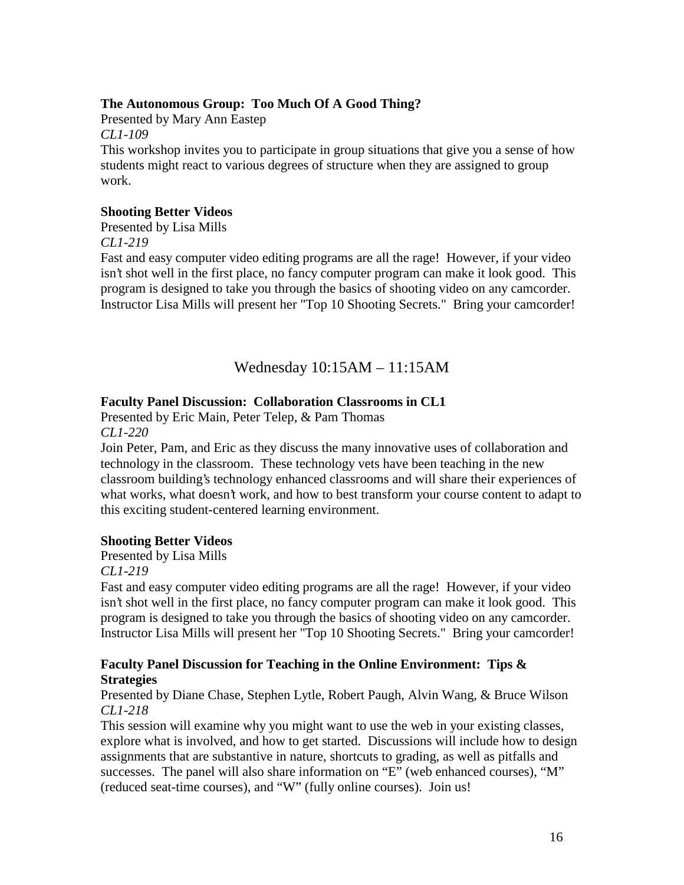**The Autonomous Group: Too Much Of A Good Thing?**
Presented by Mary Ann Eastep
*CL1-109*
This workshop invites you to participate in group situations that give you a sense of how students might react to various degrees of structure when they are assigned to group work.

**Shooting Better Videos**
Presented by Lisa Mills
*CL1-219*
Fast and easy computer video editing programs are all the rage! However, if your video isn't shot well in the first place, no fancy computer program can make it look good. This program is designed to take you through the basics of shooting video on any camcorder. Instructor Lisa Mills will present her "Top 10 Shooting Secrets." Bring your camcorder!

## Wednesday 10:15AM – 11:15AM

**Faculty Panel Discussion: Collaboration Classrooms in CL1**
Presented by Eric Main, Peter Telep, & Pam Thomas
*CL1-220*
Join Peter, Pam, and Eric as they discuss the many innovative uses of collaboration and technology in the classroom. These technology vets have been teaching in the new classroom building's technology enhanced classrooms and will share their experiences of what works, what doesn't work, and how to best transform your course content to adapt to this exciting student-centered learning environment.

**Shooting Better Videos**
Presented by Lisa Mills
*CL1-219*
Fast and easy computer video editing programs are all the rage! However, if your video isn't shot well in the first place, no fancy computer program can make it look good. This program is designed to take you through the basics of shooting video on any camcorder. Instructor Lisa Mills will present her "Top 10 Shooting Secrets." Bring your camcorder!

**Faculty Panel Discussion for Teaching in the Online Environment: Tips & Strategies**
Presented by Diane Chase, Stephen Lytle, Robert Paugh, Alvin Wang, & Bruce Wilson
*CL1-218*
This session will examine why you might want to use the web in your existing classes, explore what is involved, and how to get started. Discussions will include how to design assignments that are substantive in nature, shortcuts to grading, as well as pitfalls and successes. The panel will also share information on "E" (web enhanced courses), "M" (reduced seat-time courses), and "W" (fully online courses). Join us!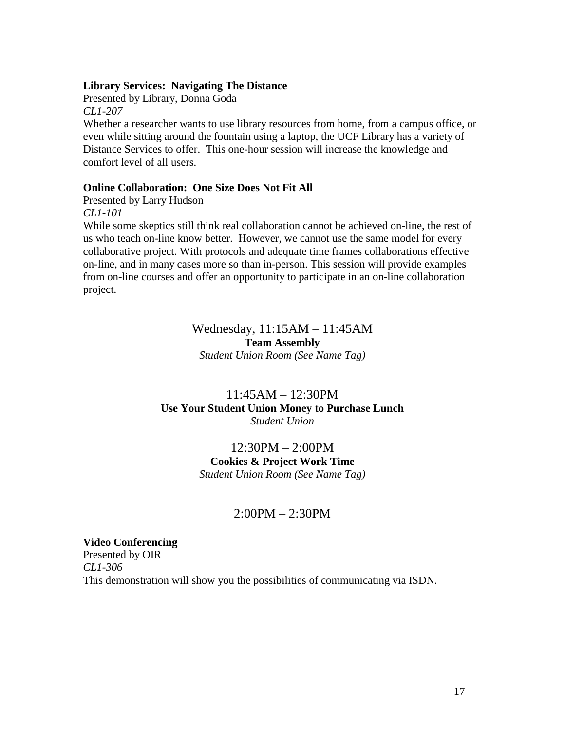**Library Services: Navigating The Distance**
Presented by Library, Donna Goda
*CL1-207*
Whether a researcher wants to use library resources from home, from a campus office, or even while sitting around the fountain using a laptop, the UCF Library has a variety of Distance Services to offer. This one-hour session will increase the knowledge and comfort level of all users.

**Online Collaboration: One Size Does Not Fit All**
Presented by Larry Hudson
*CL1-101*
While some skeptics still think real collaboration cannot be achieved on-line, the rest of us who teach on-line know better. However, we cannot use the same model for every collaborative project. With protocols and adequate time frames collaborations effective on-line, and in many cases more so than in-person. This session will provide examples from on-line courses and offer an opportunity to participate in an on-line collaboration project.

Wednesday, 11:15AM – 11:45AM
**Team Assembly**
*Student Union Room (See Name Tag)*

11:45AM – 12:30PM
**Use Your Student Union Money to Purchase Lunch**
*Student Union*

12:30PM – 2:00PM
**Cookies & Project Work Time**
*Student Union Room (See Name Tag)*

2:00PM – 2:30PM

**Video Conferencing**
Presented by OIR
*CL1-306*
This demonstration will show you the possibilities of communicating via ISDN.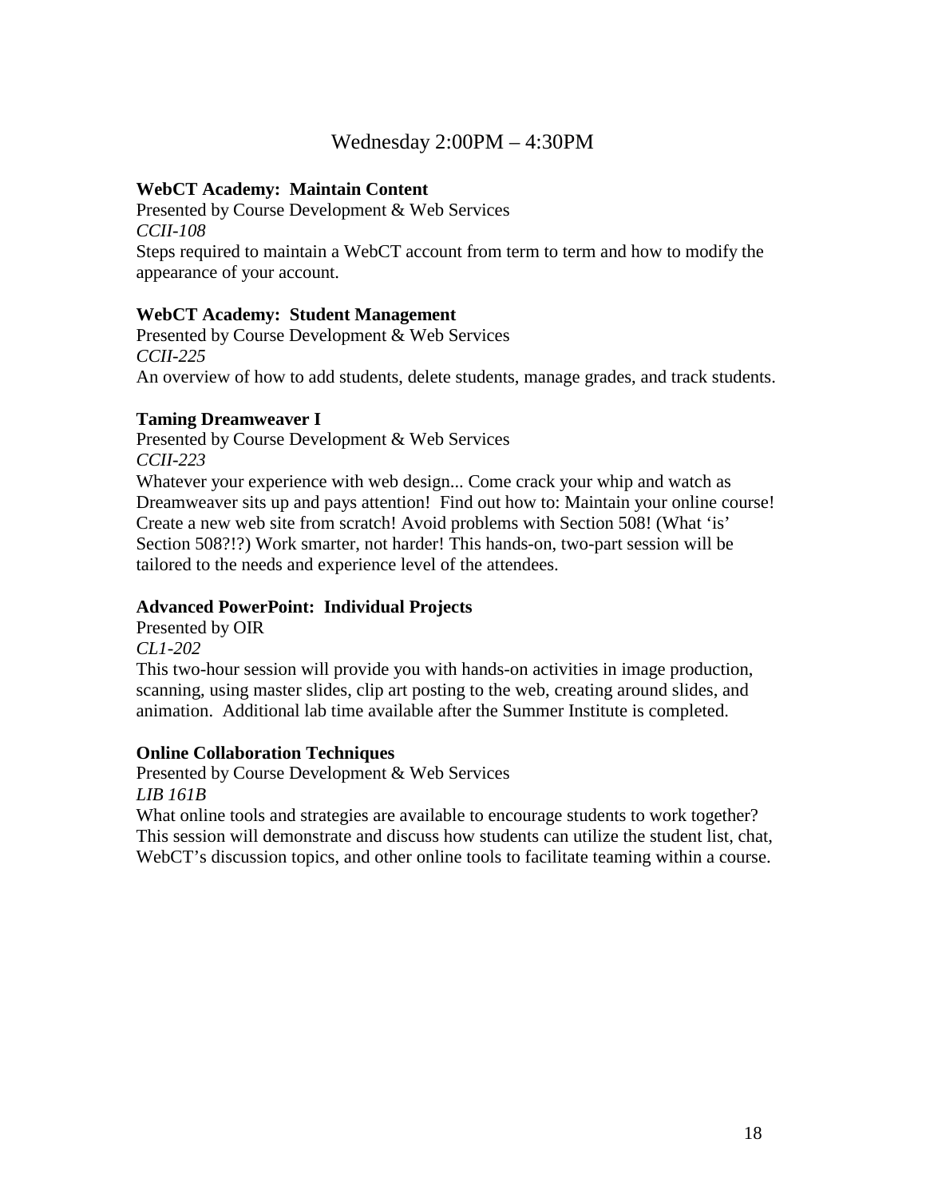## Wednesday 2:00PM – 4:30PM

**WebCT Academy: Maintain Content**
Presented by Course Development & Web Services
*CCII-108*
Steps required to maintain a WebCT account from term to term and how to modify the appearance of your account.

**WebCT Academy: Student Management**
Presented by Course Development & Web Services
*CCII-225*
An overview of how to add students, delete students, manage grades, and track students.

**Taming Dreamweaver I**
Presented by Course Development & Web Services
*CCII-223*
Whatever your experience with web design... Come crack your whip and watch as Dreamweaver sits up and pays attention! Find out how to: Maintain your online course! Create a new web site from scratch! Avoid problems with Section 508! (What 'is' Section 508?!?) Work smarter, not harder! This hands-on, two-part session will be tailored to the needs and experience level of the attendees.

**Advanced PowerPoint: Individual Projects**
Presented by OIR
*CL1-202*
This two-hour session will provide you with hands-on activities in image production, scanning, using master slides, clip art posting to the web, creating around slides, and animation. Additional lab time available after the Summer Institute is completed.

**Online Collaboration Techniques**
Presented by Course Development & Web Services
*LIB 161B*
What online tools and strategies are available to encourage students to work together? This session will demonstrate and discuss how students can utilize the student list, chat, WebCT's discussion topics, and other online tools to facilitate teaming within a course.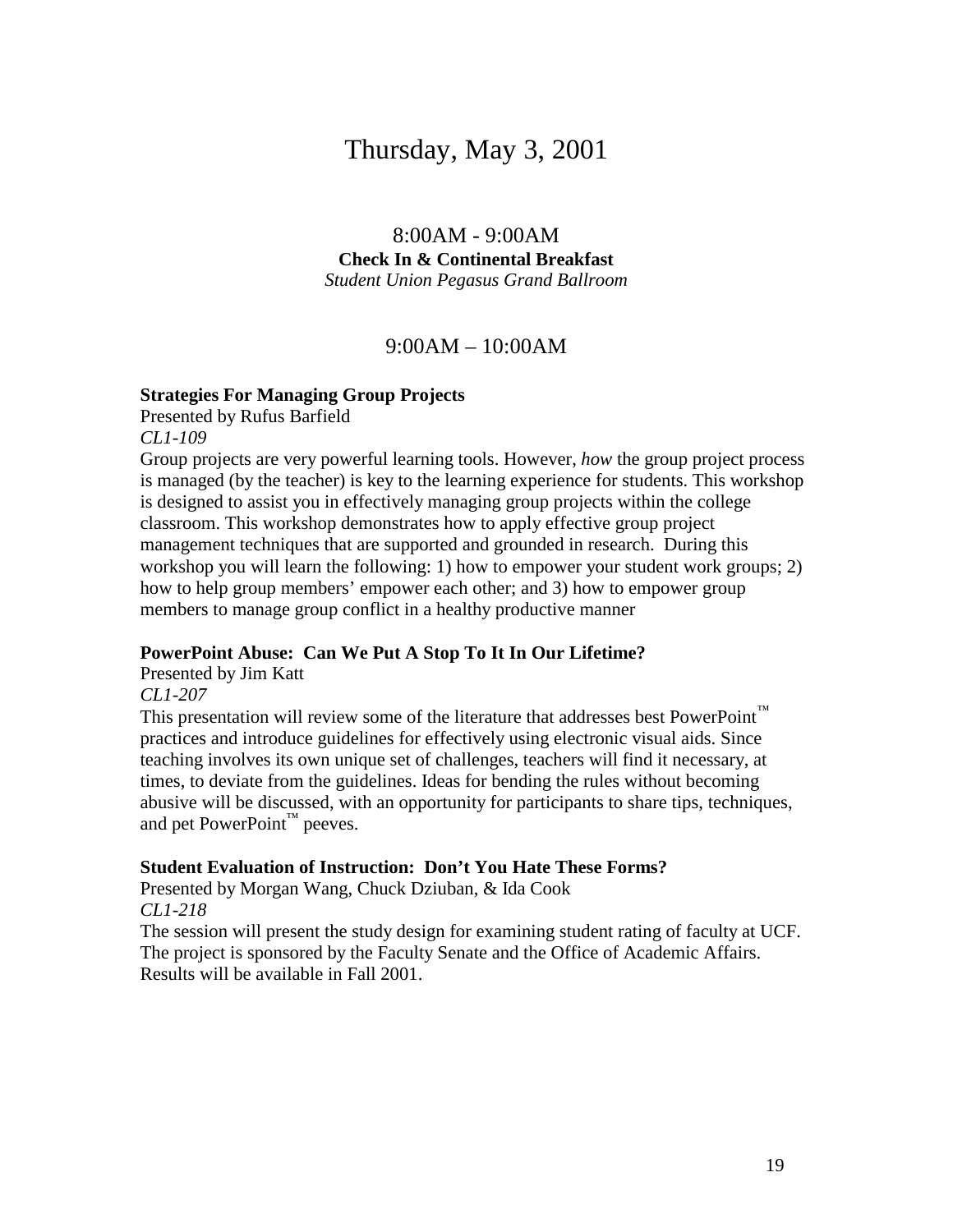# Thursday, May 3, 2001

## 8:00AM - 9:00AM

**Check In & Continental Breakfast**

*Student Union Pegasus Grand Ballroom*

## 9:00AM – 10:00AM

**Strategies For Managing Group Projects**

Presented by Rufus Barfield

*CL1-109*

Group projects are very powerful learning tools. However, *how* the group project process is managed (by the teacher) is key to the learning experience for students. This workshop is designed to assist you in effectively managing group projects within the college classroom. This workshop demonstrates how to apply effective group project management techniques that are supported and grounded in research. During this workshop you will learn the following: 1) how to empower your student work groups; 2) how to help group members' empower each other; and 3) how to empower group members to manage group conflict in a healthy productive manner

**PowerPoint Abuse: Can We Put A Stop To It In Our Lifetime?**

Presented by Jim Katt

*CL1-207*

This presentation will review some of the literature that addresses best PowerPoint™ practices and introduce guidelines for effectively using electronic visual aids. Since teaching involves its own unique set of challenges, teachers will find it necessary, at times, to deviate from the guidelines. Ideas for bending the rules without becoming abusive will be discussed, with an opportunity for participants to share tips, techniques, and pet PowerPoint™ peeves.

**Student Evaluation of Instruction: Don't You Hate These Forms?**

Presented by Morgan Wang, Chuck Dziuban, & Ida Cook

*CL1-218*

The session will present the study design for examining student rating of faculty at UCF. The project is sponsored by the Faculty Senate and the Office of Academic Affairs. Results will be available in Fall 2001.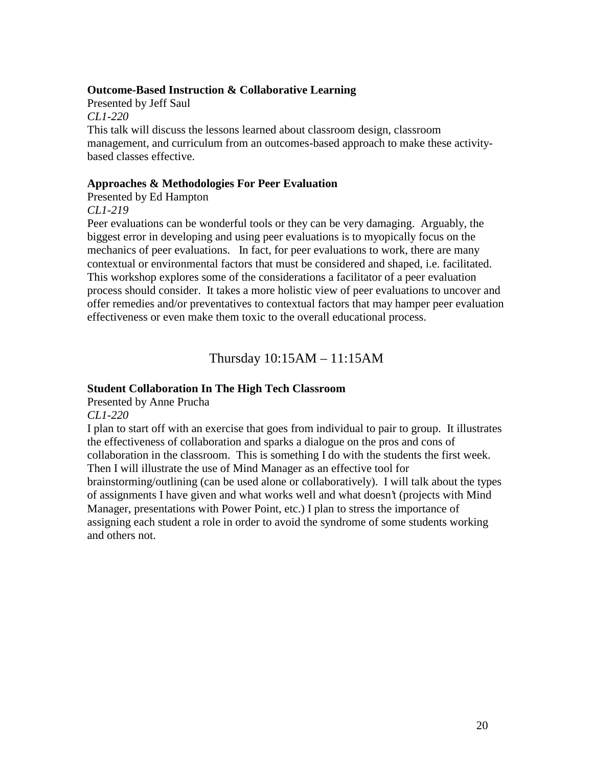**Outcome-Based Instruction & Collaborative Learning**

Presented by Jeff Saul

*CL1-220*

This talk will discuss the lessons learned about classroom design, classroom management, and curriculum from an outcomes-based approach to make these activity-based classes effective.

**Approaches & Methodologies For Peer Evaluation**

Presented by Ed Hampton

*CL1-219*

Peer evaluations can be wonderful tools or they can be very damaging. Arguably, the biggest error in developing and using peer evaluations is to myopically focus on the mechanics of peer evaluations. In fact, for peer evaluations to work, there are many contextual or environmental factors that must be considered and shaped, i.e. facilitated. This workshop explores some of the considerations a facilitator of a peer evaluation process should consider. It takes a more holistic view of peer evaluations to uncover and offer remedies and/or preventatives to contextual factors that may hamper peer evaluation effectiveness or even make them toxic to the overall educational process.

## Thursday 10:15AM – 11:15AM

**Student Collaboration In The High Tech Classroom**

Presented by Anne Prucha

*CL1-220*

I plan to start off with an exercise that goes from individual to pair to group. It illustrates the effectiveness of collaboration and sparks a dialogue on the pros and cons of collaboration in the classroom. This is something I do with the students the first week. Then I will illustrate the use of Mind Manager as an effective tool for brainstorming/outlining (can be used alone or collaboratively). I will talk about the types of assignments I have given and what works well and what doesn't (projects with Mind Manager, presentations with Power Point, etc.) I plan to stress the importance of assigning each student a role in order to avoid the syndrome of some students working and others not.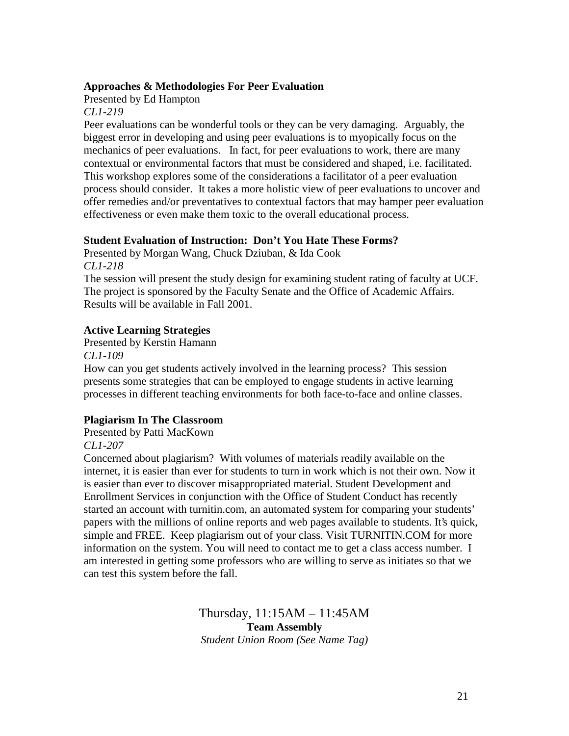**Approaches & Methodologies For Peer Evaluation**

Presented by Ed Hampton

*CL1-219*

Peer evaluations can be wonderful tools or they can be very damaging. Arguably, the biggest error in developing and using peer evaluations is to myopically focus on the mechanics of peer evaluations. In fact, for peer evaluations to work, there are many contextual or environmental factors that must be considered and shaped, i.e. facilitated. This workshop explores some of the considerations a facilitator of a peer evaluation process should consider. It takes a more holistic view of peer evaluations to uncover and offer remedies and/or preventatives to contextual factors that may hamper peer evaluation effectiveness or even make them toxic to the overall educational process.

**Student Evaluation of Instruction: Don't You Hate These Forms?**

Presented by Morgan Wang, Chuck Dziuban, & Ida Cook

*CL1-218*

The session will present the study design for examining student rating of faculty at UCF. The project is sponsored by the Faculty Senate and the Office of Academic Affairs. Results will be available in Fall 2001.

**Active Learning Strategies**

Presented by Kerstin Hamann

*CL1-109*

How can you get students actively involved in the learning process? This session presents some strategies that can be employed to engage students in active learning processes in different teaching environments for both face-to-face and online classes.

**Plagiarism In The Classroom**

Presented by Patti MacKown

*CL1-207*

Concerned about plagiarism? With volumes of materials readily available on the internet, it is easier than ever for students to turn in work which is not their own. Now it is easier than ever to discover misappropriated material. Student Development and Enrollment Services in conjunction with the Office of Student Conduct has recently started an account with turnitin.com, an automated system for comparing your students' papers with the millions of online reports and web pages available to students. It's quick, simple and FREE. Keep plagiarism out of your class. Visit TURNITIN.COM for more information on the system. You will need to contact me to get a class access number. I am interested in getting some professors who are willing to serve as initiates so that we can test this system before the fall.

Thursday, 11:15AM – 11:45AM

**Team Assembly**

*Student Union Room (See Name Tag)*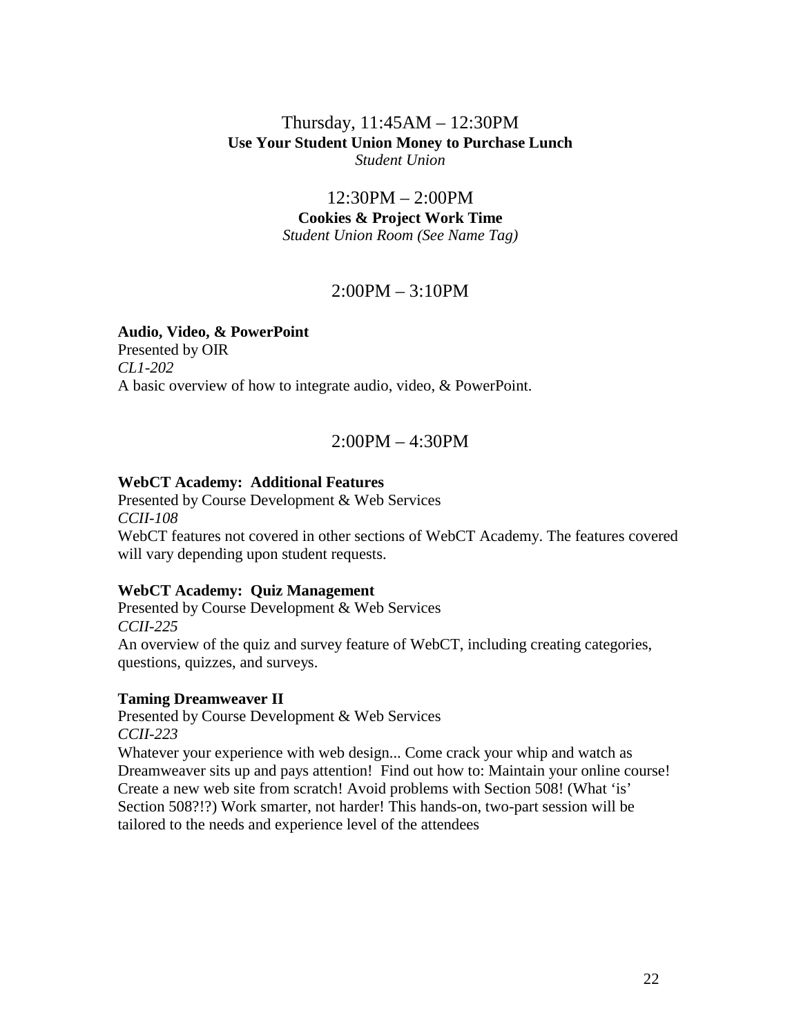Thursday, 11:45AM – 12:30PM

**Use Your Student Union Money to Purchase Lunch**

*Student Union*

12:30PM – 2:00PM

**Cookies & Project Work Time**

*Student Union Room (See Name Tag)*

## 2:00PM – 3:10PM

**Audio, Video, & PowerPoint**
Presented by OIR
*CL1-202*
A basic overview of how to integrate audio, video, & PowerPoint.

## 2:00PM – 4:30PM

**WebCT Academy: Additional Features**
Presented by Course Development & Web Services
*CCII-108*
WebCT features not covered in other sections of WebCT Academy. The features covered will vary depending upon student requests.

**WebCT Academy: Quiz Management**
Presented by Course Development & Web Services
*CCII-225*
An overview of the quiz and survey feature of WebCT, including creating categories, questions, quizzes, and surveys.

**Taming Dreamweaver II**
Presented by Course Development & Web Services
*CCII-223*
Whatever your experience with web design... Come crack your whip and watch as Dreamweaver sits up and pays attention! Find out how to: Maintain your online course! Create a new web site from scratch! Avoid problems with Section 508! (What 'is' Section 508?!?) Work smarter, not harder! This hands-on, two-part session will be tailored to the needs and experience level of the attendees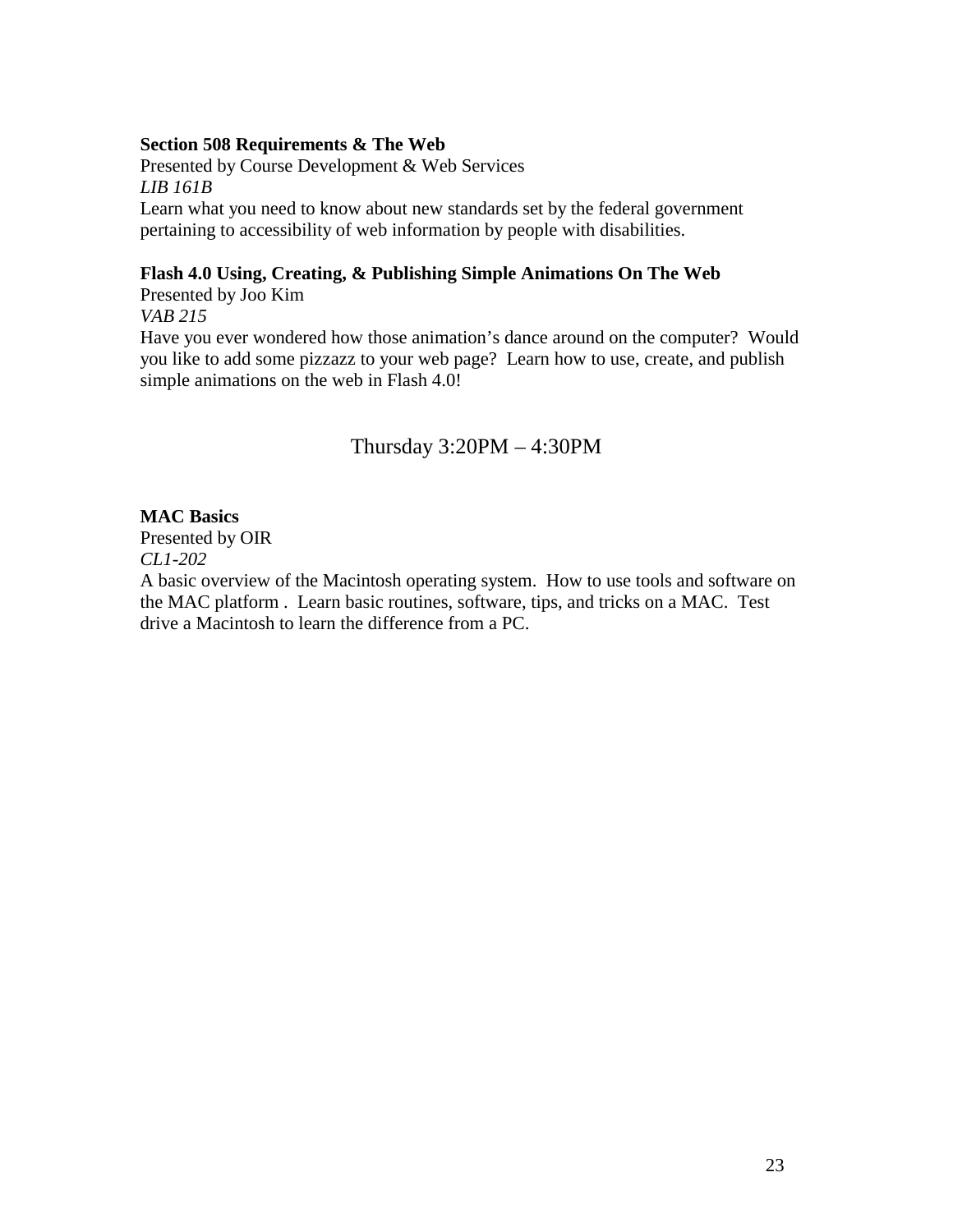**Section 508 Requirements & The Web**
Presented by Course Development & Web Services
*LIB 161B*
Learn what you need to know about new standards set by the federal government pertaining to accessibility of web information by people with disabilities.

**Flash 4.0 Using, Creating, & Publishing Simple Animations On The Web**
Presented by Joo Kim
*VAB 215*
Have you ever wondered how those animation's dance around on the computer? Would you like to add some pizzazz to your web page? Learn how to use, create, and publish simple animations on the web in Flash 4.0!

## Thursday 3:20PM – 4:30PM

**MAC Basics**
Presented by OIR
*CL1-202*
A basic overview of the Macintosh operating system. How to use tools and software on the MAC platform . Learn basic routines, software, tips, and tricks on a MAC. Test drive a Macintosh to learn the difference from a PC.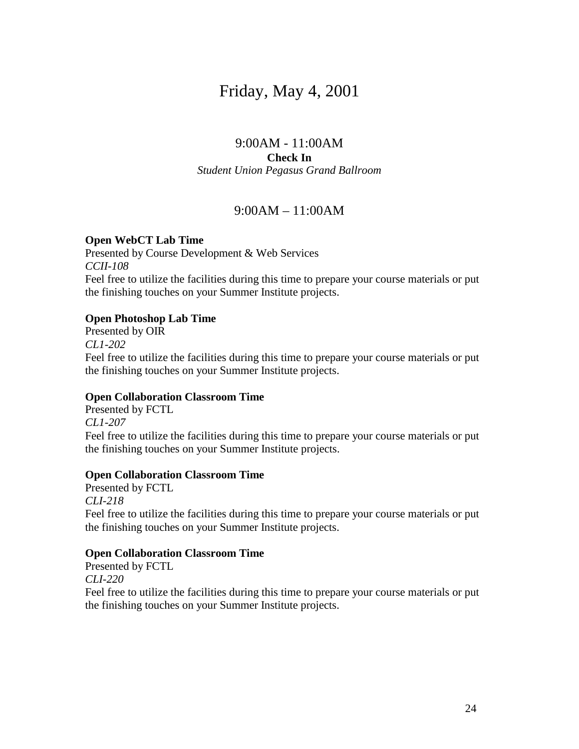# Friday, May 4, 2001

## 9:00AM - 11:00AM

**Check In**

*Student Union Pegasus Grand Ballroom*

## 9:00AM – 11:00AM

**Open WebCT Lab Time**

Presented by Course Development & Web Services

*CCII-108*

Feel free to utilize the facilities during this time to prepare your course materials or put the finishing touches on your Summer Institute projects.

**Open Photoshop Lab Time**

Presented by OIR

*CL1-202*

Feel free to utilize the facilities during this time to prepare your course materials or put the finishing touches on your Summer Institute projects.

**Open Collaboration Classroom Time**

Presented by FCTL

*CL1-207*

Feel free to utilize the facilities during this time to prepare your course materials or put the finishing touches on your Summer Institute projects.

**Open Collaboration Classroom Time**

Presented by FCTL

*CLI-218*

Feel free to utilize the facilities during this time to prepare your course materials or put the finishing touches on your Summer Institute projects.

**Open Collaboration Classroom Time**

Presented by FCTL

*CLI-220*

Feel free to utilize the facilities during this time to prepare your course materials or put the finishing touches on your Summer Institute projects.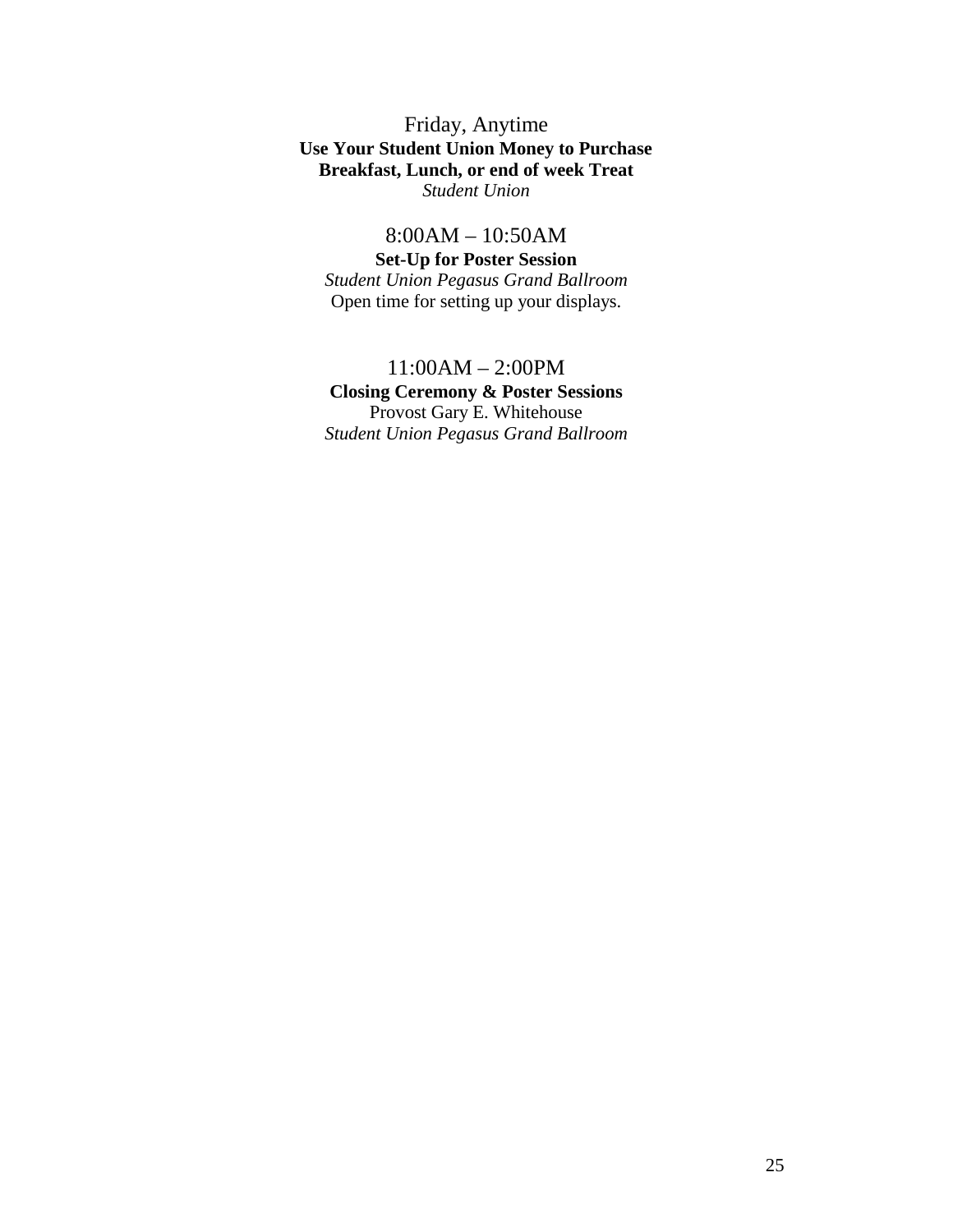Friday, Anytime

**Use Your Student Union Money to Purchase Breakfast, Lunch, or end of week Treat**

*Student Union*

8:00AM – 10:50AM

**Set-Up for Poster Session**

*Student Union Pegasus Grand Ballroom*

Open time for setting up your displays.

11:00AM – 2:00PM

**Closing Ceremony & Poster Sessions**

Provost Gary E. Whitehouse

*Student Union Pegasus Grand Ballroom*